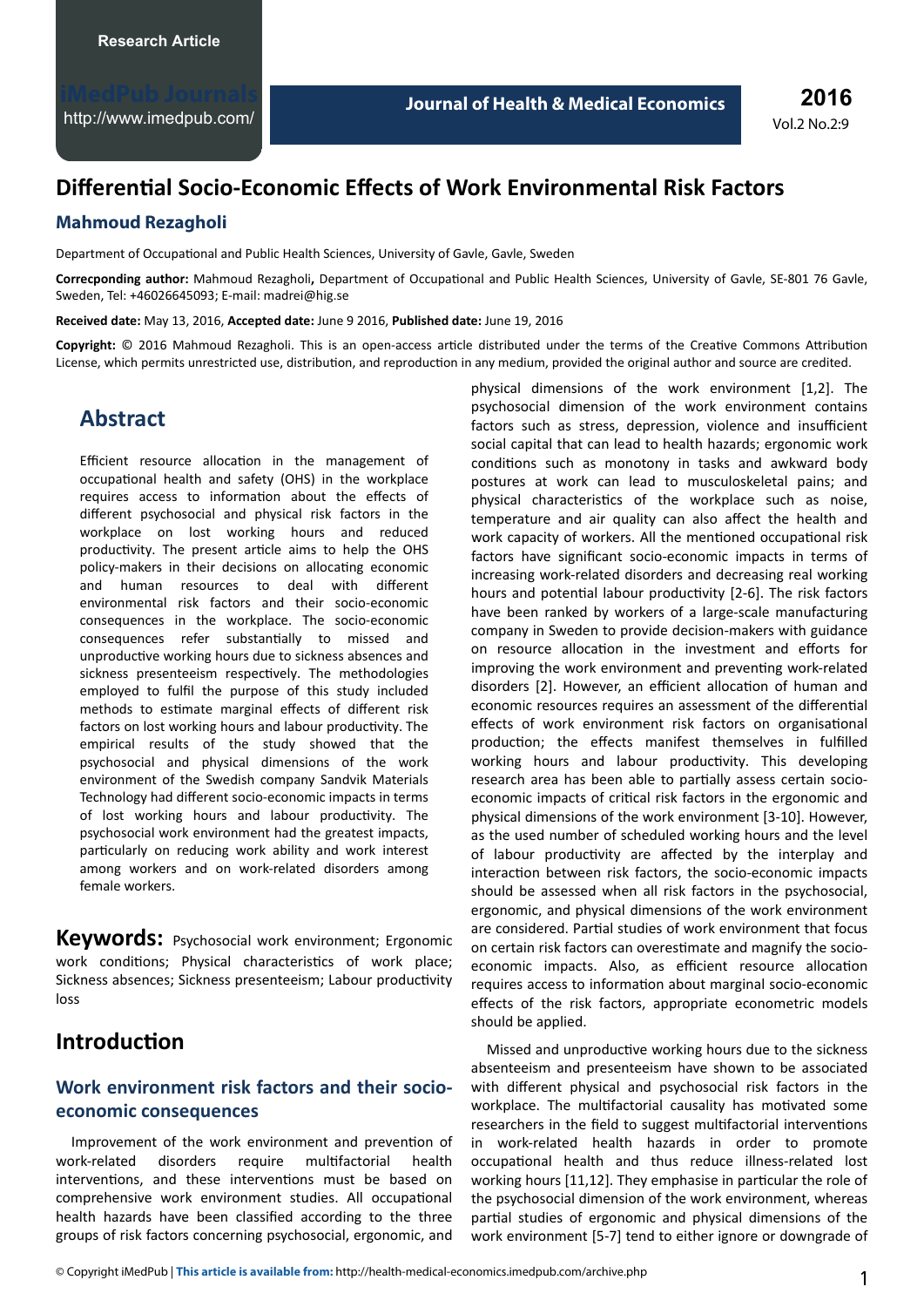Research Article

# Differential Socio-Economic Effects of Work Environmental Risk Factors

**Mahmoud Rezagholi**

Department of Occupational and Public Health Sciences, University of Gavle, Gavle, Sweden

**Correcponding author:** Mahmoud Rezagholi**,** Department of Occupational and Public Health Sciences, University of Gavle, SE-801 76 Gavle, Sweden, Tel: +46026645093; E-mail: madrei@hig.se

**Received date:** May 13, 2016, **Accepted date:** June 9 2016, **Published date:** June 19, 2016

**Copyright:** © 2016 Mahmoud Rezagholi. This is an open-access article distributed under the terms of the Creative Commons Attribution License, which permits unrestricted use, distribution, and reproduction in any medium, provided the original author and source are credited.

## Abstract

Efficient resource allocation in the management of occupational health and safety (OHS) in the workplace requires access to information about the effects of different psychosocial and physical risk factors in the workplace on lost working hours and reduced productivity. The present article aims to help the OHS policy-makers in their decisions on allocating economic and human resources to deal with different environmental risk factors and their socio-economic consequences in the workplace. The socio-economic consequences refer substantially to missed and unproductive working hours due to sickness absences and sickness presenteeism respectively. The methodologies employed to fulfil the purpose of this study included methods to estimate marginal effects of different risk factors on lost working hours and labour productivity. The empirical results of the study showed that the psychosocial and physical dimensions of the work environment of the Swedish company Sandvik Materials Technology had different socio-economic impacts in terms of lost working hours and labour productivity. The psychosocial work environment had the greatest impacts, particularly on reducing work ability and work interest among workers and on work-related disorders among female workers.

**Keywords:** Psychosocial work environment; Ergonomic work conditions; Physical characteristics of work place; Sickness absences; Sickness presenteeism; Labour productivity loss

## Introduction

### Work environment risk factors and their socio-economic consequences

Improvement of the work environment and prevention of work-related disorders require multifactorial health interventions, and these interventions must be based on comprehensive work environment studies. All occupational health hazards have been classified according to the three groups of risk factors concerning psychosocial, ergonomic, and physical dimensions of the work environment [1,2]. The psychosocial dimension of the work environment contains factors such as stress, depression, violence and insufficient social capital that can lead to health hazards; ergonomic work conditions such as monotony in tasks and awkward body postures at work can lead to musculoskeletal pains; and physical characteristics of the workplace such as noise, temperature and air quality can also affect the health and work capacity of workers. All the mentioned occupational risk factors have significant socio-economic impacts in terms of increasing work-related disorders and decreasing real working hours and potential labour productivity [2-6]. The risk factors have been ranked by workers of a large-scale manufacturing company in Sweden to provide decision-makers with guidance on resource allocation in the investment and efforts for improving the work environment and preventing work-related disorders [2]. However, an efficient allocation of human and economic resources requires an assessment of the differential effects of work environment risk factors on organisational production; the effects manifest themselves in fulfilled working hours and labour productivity. This developing research area has been able to partially assess certain socio-economic impacts of critical risk factors in the ergonomic and physical dimensions of the work environment [3-10]. However, as the used number of scheduled working hours and the level of labour productivity are affected by the interplay and interaction between risk factors, the socio-economic impacts should be assessed when all risk factors in the psychosocial, ergonomic, and physical dimensions of the work environment are considered. Partial studies of work environment that focus on certain risk factors can overestimate and magnify the socio-economic impacts. Also, as efficient resource allocation requires access to information about marginal socio-economic effects of the risk factors, appropriate econometric models should be applied.

Missed and unproductive working hours due to the sickness absenteeism and presenteeism have shown to be associated with different physical and psychosocial risk factors in the workplace. The multifactorial causality has motivated some researchers in the field to suggest multifactorial interventions in work-related health hazards in order to promote occupational health and thus reduce illness-related lost working hours [11,12]. They emphasise in particular the role of the psychosocial dimension of the work environment, whereas partial studies of ergonomic and physical dimensions of the work environment [5-7] tend to either ignore or downgrade of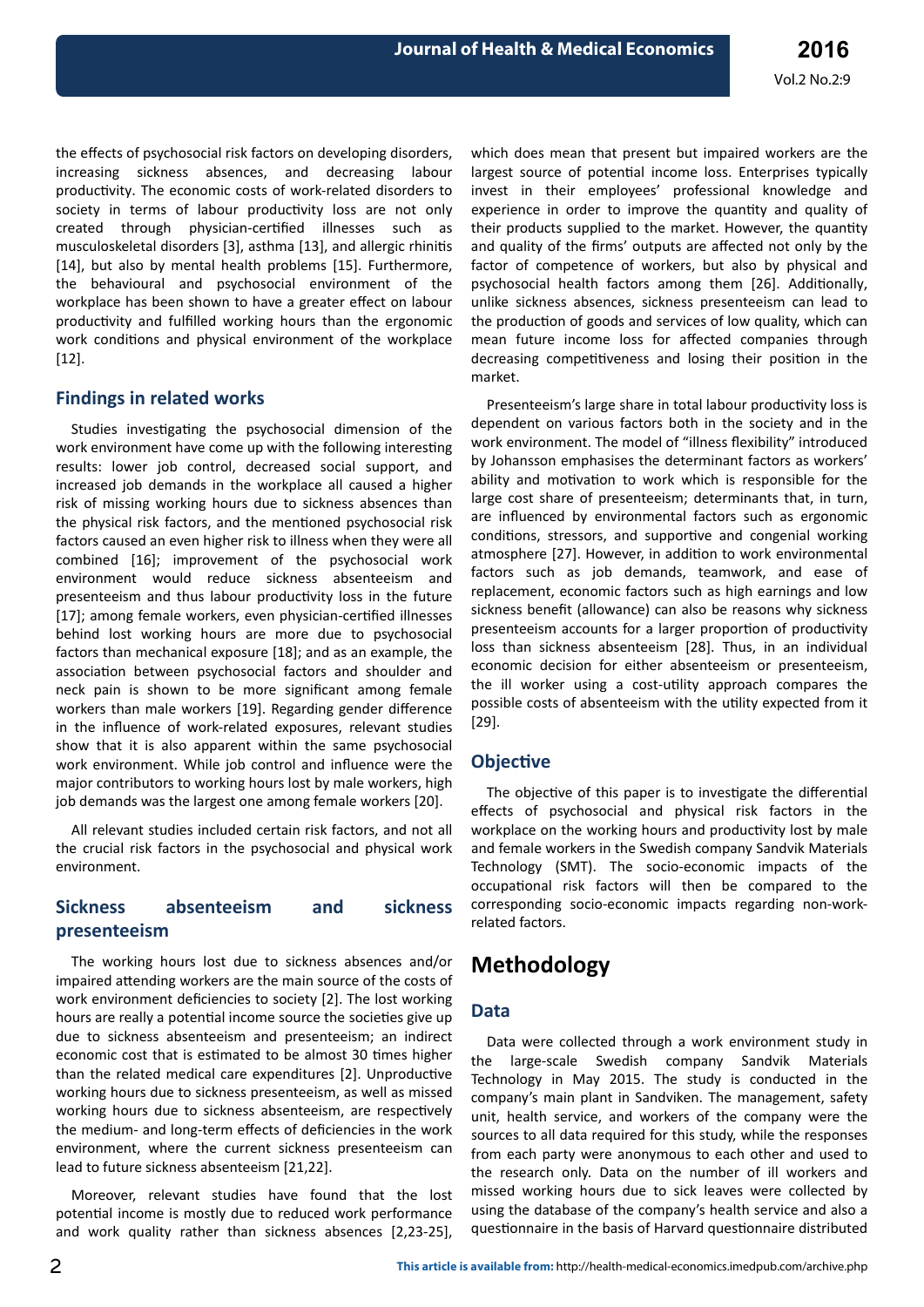the effects of psychosocial risk factors on developing disorders, increasing sickness absences, and decreasing labour productivity. The economic costs of work-related disorders to society in terms of labour productivity loss are not only created through physician-certified illnesses such as musculoskeletal disorders [3], asthma [13], and allergic rhinitis [14], but also by mental health problems [15]. Furthermore, the behavioural and psychosocial environment of the workplace has been shown to have a greater effect on labour productivity and fulfilled working hours than the ergonomic work conditions and physical environment of the workplace [12].

## Findings in related works

Studies investigating the psychosocial dimension of the work environment have come up with the following interesting results: lower job control, decreased social support, and increased job demands in the workplace all caused a higher risk of missing working hours due to sickness absences than the physical risk factors, and the mentioned psychosocial risk factors caused an even higher risk to illness when they were all combined [16]; improvement of the psychosocial work environment would reduce sickness absenteeism and presenteeism and thus labour productivity loss in the future [17]; among female workers, even physician-certified illnesses behind lost working hours are more due to psychosocial factors than mechanical exposure [18]; and as an example, the association between psychosocial factors and shoulder and neck pain is shown to be more significant among female workers than male workers [19]. Regarding gender difference in the influence of work-related exposures, relevant studies show that it is also apparent within the same psychosocial work environment. While job control and influence were the major contributors to working hours lost by male workers, high job demands was the largest one among female workers [20].

All relevant studies included certain risk factors, and not all the crucial risk factors in the psychosocial and physical work environment.

## Sickness absenteeism and sickness presenteeism

The working hours lost due to sickness absences and/or impaired attending workers are the main source of the costs of work environment deficiencies to society [2]. The lost working hours are really a potential income source the societies give up due to sickness absenteeism and presenteeism; an indirect economic cost that is estimated to be almost 30 times higher than the related medical care expenditures [2]. Unproductive working hours due to sickness presenteeism, as well as missed working hours due to sickness absenteeism, are respectively the medium- and long-term effects of deficiencies in the work environment, where the current sickness presenteeism can lead to future sickness absenteeism [21,22].

Moreover, relevant studies have found that the lost potential income is mostly due to reduced work performance and work quality rather than sickness absences [2,23-25], which does mean that present but impaired workers are the largest source of potential income loss. Enterprises typically invest in their employees' professional knowledge and experience in order to improve the quantity and quality of their products supplied to the market. However, the quantity and quality of the firms' outputs are affected not only by the factor of competence of workers, but also by physical and psychosocial health factors among them [26]. Additionally, unlike sickness absences, sickness presenteeism can lead to the production of goods and services of low quality, which can mean future income loss for affected companies through decreasing competitiveness and losing their position in the market.

Presenteeism's large share in total labour productivity loss is dependent on various factors both in the society and in the work environment. The model of "illness flexibility" introduced by Johansson emphasises the determinant factors as workers' ability and motivation to work which is responsible for the large cost share of presenteeism; determinants that, in turn, are influenced by environmental factors such as ergonomic conditions, stressors, and supportive and congenial working atmosphere [27]. However, in addition to work environmental factors such as job demands, teamwork, and ease of replacement, economic factors such as high earnings and low sickness benefit (allowance) can also be reasons why sickness presenteeism accounts for a larger proportion of productivity loss than sickness absenteeism [28]. Thus, in an individual economic decision for either absenteeism or presenteeism, the ill worker using a cost-utility approach compares the possible costs of absenteeism with the utility expected from it [29].

## Objective

The objective of this paper is to investigate the differential effects of psychosocial and physical risk factors in the workplace on the working hours and productivity lost by male and female workers in the Swedish company Sandvik Materials Technology (SMT). The socio-economic impacts of the occupational risk factors will then be compared to the corresponding socio-economic impacts regarding non-work-related factors.

# Methodology

## Data

Data were collected through a work environment study in the large-scale Swedish company Sandvik Materials Technology in May 2015. The study is conducted in the company's main plant in Sandviken. The management, safety unit, health service, and workers of the company were the sources to all data required for this study, while the responses from each party were anonymous to each other and used to the research only. Data on the number of ill workers and missed working hours due to sick leaves were collected by using the database of the company's health service and also a questionnaire in the basis of Harvard questionnaire distributed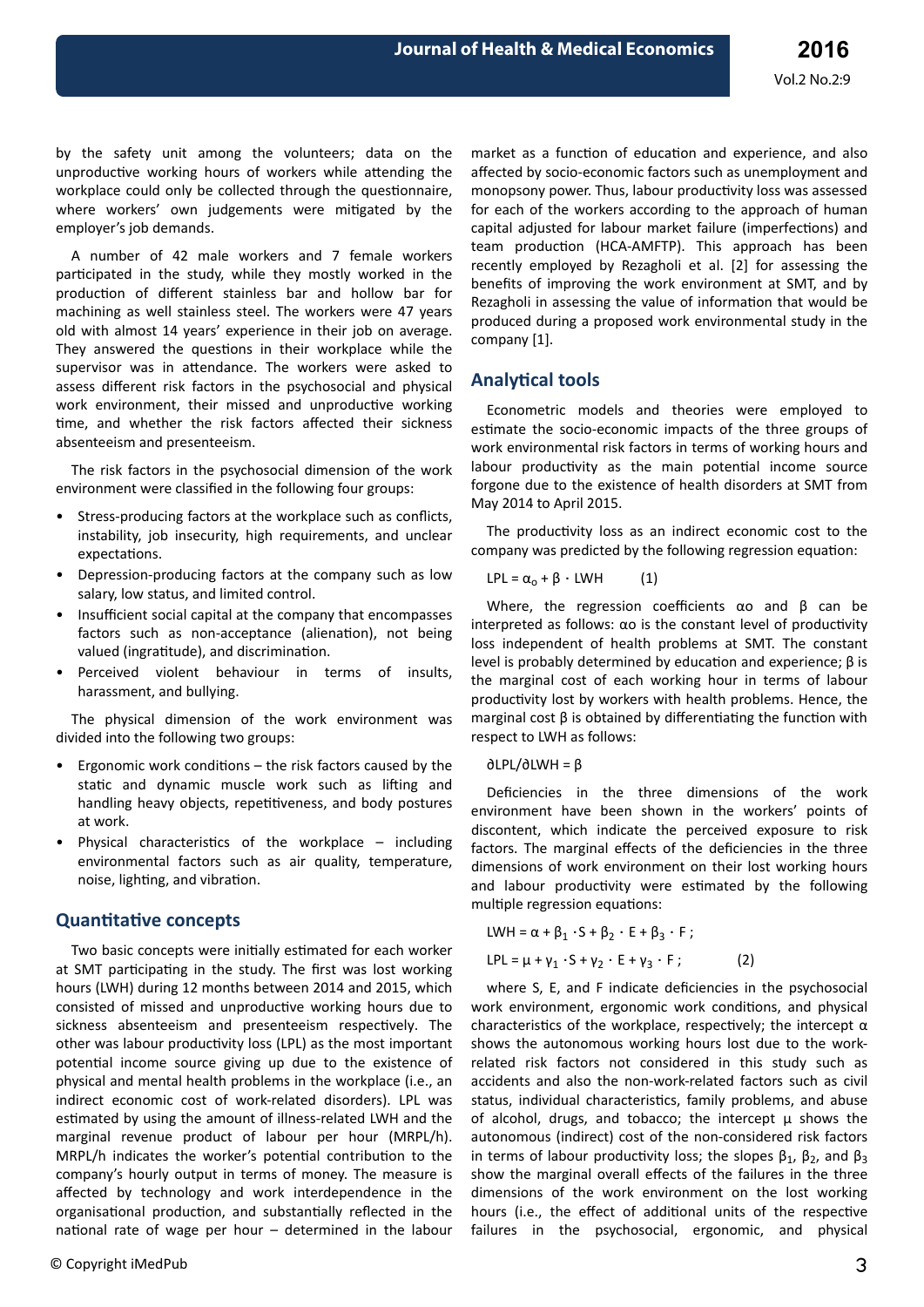by the safety unit among the volunteers; data on the unproductive working hours of workers while attending the workplace could only be collected through the questionnaire, where workers' own judgements were mitigated by the employer's job demands.

A number of 42 male workers and 7 female workers participated in the study, while they mostly worked in the production of different stainless bar and hollow bar for machining as well stainless steel. The workers were 47 years old with almost 14 years' experience in their job on average. They answered the questions in their workplace while the supervisor was in attendance. The workers were asked to assess different risk factors in the psychosocial and physical work environment, their missed and unproductive working time, and whether the risk factors affected their sickness absenteeism and presenteeism.

The risk factors in the psychosocial dimension of the work environment were classified in the following four groups:

- Stress-producing factors at the workplace such as conflicts, instability, job insecurity, high requirements, and unclear expectations.
- Depression-producing factors at the company such as low salary, low status, and limited control.
- Insufficient social capital at the company that encompasses factors such as non-acceptance (alienation), not being valued (ingratitude), and discrimination.
- Perceived violent behaviour in terms of insults, harassment, and bullying.

The physical dimension of the work environment was divided into the following two groups:

- Ergonomic work conditions – the risk factors caused by the static and dynamic muscle work such as lifting and handling heavy objects, repetitiveness, and body postures at work.
- Physical characteristics of the workplace – including environmental factors such as air quality, temperature, noise, lighting, and vibration.

## Quantitative concepts

Two basic concepts were initially estimated for each worker at SMT participating in the study. The first was lost working hours (LWH) during 12 months between 2014 and 2015, which consisted of missed and unproductive working hours due to sickness absenteeism and presenteeism respectively. The other was labour productivity loss (LPL) as the most important potential income source giving up due to the existence of physical and mental health problems in the workplace (i.e., an indirect economic cost of work-related disorders). LPL was estimated by using the amount of illness-related LWH and the marginal revenue product of labour per hour (MRPL/h). MRPL/h indicates the worker's potential contribution to the company's hourly output in terms of money. The measure is affected by technology and work interdependence in the organisational production, and substantially reflected in the national rate of wage per hour – determined in the labour market as a function of education and experience, and also affected by socio-economic factors such as unemployment and monopsony power. Thus, labour productivity loss was assessed for each of the workers according to the approach of human capital adjusted for labour market failure (imperfections) and team production (HCA-AMFTP). This approach has been recently employed by Rezagholi et al. [2] for assessing the benefits of improving the work environment at SMT, and by Rezagholi in assessing the value of information that would be produced during a proposed work environmental study in the company [1].

## Analytical tools

Econometric models and theories were employed to estimate the socio-economic impacts of the three groups of work environmental risk factors in terms of working hours and labour productivity as the main potential income source forgone due to the existence of health disorders at SMT from May 2014 to April 2015.

The productivity loss as an indirect economic cost to the company was predicted by the following regression equation:

$$LPL = \alpha_o + \beta \cdot LWH \qquad (1)$$

Where, the regression coefficients $\alpha o$ and $\beta$ can be interpreted as follows: $\alpha o$ is the constant level of productivity loss independent of health problems at SMT. The constant level is probably determined by education and experience; $\beta$ is the marginal cost of each working hour in terms of labour productivity lost by workers with health problems. Hence, the marginal cost $\beta$ is obtained by differentiating the function with respect to LWH as follows:

$$\partial LPL/\partial LWH = \beta$$

Deficiencies in the three dimensions of the work environment have been shown in the workers' points of discontent, which indicate the perceived exposure to risk factors. The marginal effects of the deficiencies in the three dimensions of work environment on their lost working hours and labour productivity were estimated by the following multiple regression equations:

$$LWH = \alpha + \beta_1 \cdot S + \beta_2 \cdot E + \beta_3 \cdot F ;$$

$$LPL = \mu + \gamma_1 \cdot S + \gamma_2 \cdot E + \gamma_3 \cdot F ; \qquad (2)$$

where S, E, and F indicate deficiencies in the psychosocial work environment, ergonomic work conditions, and physical characteristics of the workplace, respectively; the intercept $\alpha$ shows the autonomous working hours lost due to the work-related risk factors not considered in this study such as accidents and also the non-work-related factors such as civil status, individual characteristics, family problems, and abuse of alcohol, drugs, and tobacco; the intercept $\mu$ shows the autonomous (indirect) cost of the non-considered risk factors in terms of labour productivity loss; the slopes $\beta_1$, $\beta_2$, and $\beta_3$ show the marginal overall effects of the failures in the three dimensions of the work environment on the lost working hours (i.e., the effect of additional units of the respective failures in the psychosocial, ergonomic, and physical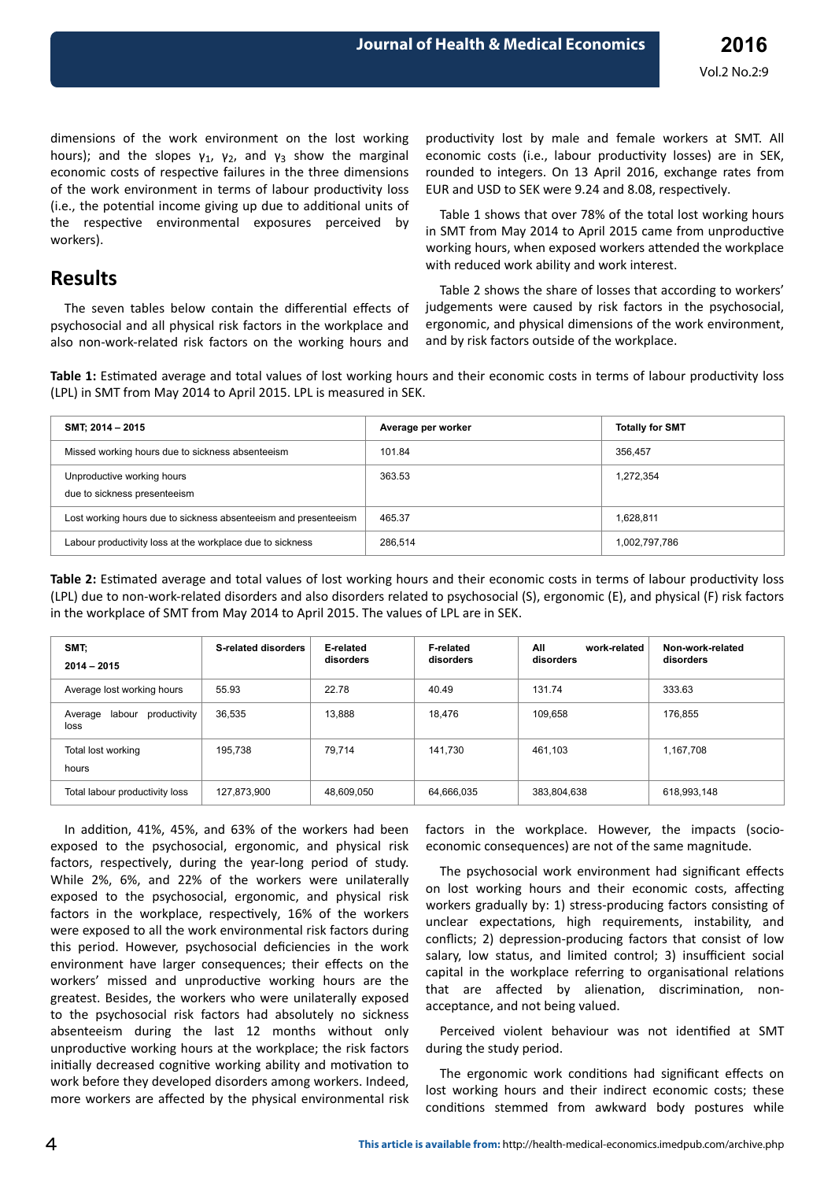dimensions of the work environment on the lost working hours); and the slopes $\gamma_1$, $\gamma_2$, and $\gamma_3$ show the marginal economic costs of respective failures in the three dimensions of the work environment in terms of labour productivity loss (i.e., the potential income giving up due to additional units of the respective environmental exposures perceived by workers).

## Results

The seven tables below contain the differential effects of psychosocial and all physical risk factors in the workplace and also non-work-related risk factors on the working hours and productivity lost by male and female workers at SMT. All economic costs (i.e., labour productivity losses) are in SEK, rounded to integers. On 13 April 2016, exchange rates from EUR and USD to SEK were 9.24 and 8.08, respectively.

Table 1 shows that over 78% of the total lost working hours in SMT from May 2014 to April 2015 came from unproductive working hours, when exposed workers attended the workplace with reduced work ability and work interest.

Table 2 shows the share of losses that according to workers' judgements were caused by risk factors in the psychosocial, ergonomic, and physical dimensions of the work environment, and by risk factors outside of the workplace.

**Table 1:** Estimated average and total values of lost working hours and their economic costs in terms of labour productivity loss (LPL) in SMT from May 2014 to April 2015. LPL is measured in SEK.

| SMT; 2014 – 2015 | Average per worker | Totally for SMT |
|---|---|---|
| Missed working hours due to sickness absenteeism | 101.84 | 356,457 |
| Unproductive working hours due to sickness presenteeism | 363.53 | 1,272,354 |
| Lost working hours due to sickness absenteeism and presenteeism | 465.37 | 1,628,811 |
| Labour productivity loss at the workplace due to sickness | 286,514 | 1,002,797,786 |

**Table 2:** Estimated average and total values of lost working hours and their economic costs in terms of labour productivity loss (LPL) due to non-work-related disorders and also disorders related to psychosocial (S), ergonomic (E), and physical (F) risk factors in the workplace of SMT from May 2014 to April 2015. The values of LPL are in SEK.

| SMT; 2014 – 2015 | S-related disorders | E-related disorders | F-related disorders | All work-related disorders | Non-work-related disorders |
|---|---|---|---|---|---|
| Average lost working hours | 55.93 | 22.78 | 40.49 | 131.74 | 333.63 |
| Average labour productivity loss | 36,535 | 13,888 | 18,476 | 109,658 | 176,855 |
| Total lost working hours | 195,738 | 79,714 | 141,730 | 461,103 | 1,167,708 |
| Total labour productivity loss | 127,873,900 | 48,609,050 | 64,666,035 | 383,804,638 | 618,993,148 |

In addition, 41%, 45%, and 63% of the workers had been exposed to the psychosocial, ergonomic, and physical risk factors, respectively, during the year-long period of study. While 2%, 6%, and 22% of the workers were unilaterally exposed to the psychosocial, ergonomic, and physical risk factors in the workplace, respectively, 16% of the workers were exposed to all the work environmental risk factors during this period. However, psychosocial deficiencies in the work environment have larger consequences; their effects on the workers' missed and unproductive working hours are the greatest. Besides, the workers who were unilaterally exposed to the psychosocial risk factors had absolutely no sickness absenteeism during the last 12 months without only unproductive working hours at the workplace; the risk factors initially decreased cognitive working ability and motivation to work before they developed disorders among workers. Indeed, more workers are affected by the physical environmental risk factors in the workplace. However, the impacts (socio-economic consequences) are not of the same magnitude.

The psychosocial work environment had significant effects on lost working hours and their economic costs, affecting workers gradually by: 1) stress-producing factors consisting of unclear expectations, high requirements, instability, and conflicts; 2) depression-producing factors that consist of low salary, low status, and limited control; 3) insufficient social capital in the workplace referring to organisational relations that are affected by alienation, discrimination, non-acceptance, and not being valued.

Perceived violent behaviour was not identified at SMT during the study period.

The ergonomic work conditions had significant effects on lost working hours and their indirect economic costs; these conditions stemmed from awkward body postures while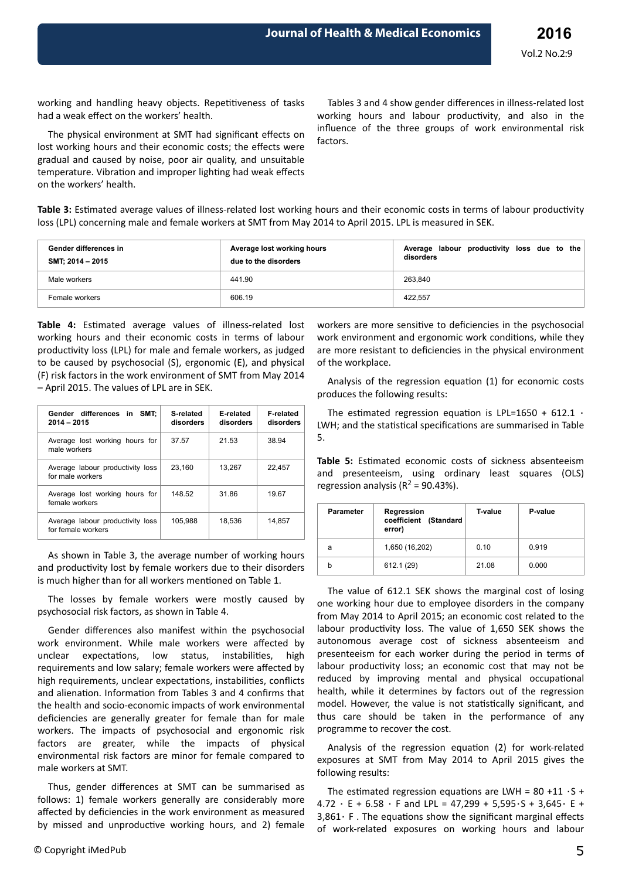working and handling heavy objects. Repetitiveness of tasks had a weak effect on the workers' health.

The physical environment at SMT had significant effects on lost working hours and their economic costs; the effects were gradual and caused by noise, poor air quality, and unsuitable temperature. Vibration and improper lighting had weak effects on the workers' health.

Tables 3 and 4 show gender differences in illness-related lost working hours and labour productivity, and also in the influence of the three groups of work environmental risk factors.

**Table 3:** Estimated average values of illness-related lost working hours and their economic costs in terms of labour productivity loss (LPL) concerning male and female workers at SMT from May 2014 to April 2015. LPL is measured in SEK.

| Gender differences in SMT; 2014 – 2015 | Average lost working hours due to the disorders | Average labour productivity loss due to the disorders |
|---|---|---|
| Male workers | 441.90 | 263,840 |
| Female workers | 606.19 | 422,557 |

**Table 4:** Estimated average values of illness-related lost working hours and their economic costs in terms of labour productivity loss (LPL) as judged to be caused by psychosocial (S), ergonomic (E), and physical (F) risk factors in the work environment of SMT from May 2014 – April 2015. The values of LPL are in SEK.

| Gender differences in SMT; 2014 – 2015 | S-related disorders | E-related disorders | F-related disorders |
|---|---|---|---|
| Average lost working hours for male workers | 37.57 | 21.53 | 38.94 |
| Average labour productivity loss for male workers | 23,160 | 13,267 | 22,457 |
| Average lost working hours for female workers | 148.52 | 31.86 | 19.67 |
| Average labour productivity loss for female workers | 105,988 | 18,536 | 14,857 |

As shown in Table 3, the average number of working hours and productivity lost by female workers due to their disorders is much higher than for all workers mentioned on Table 1.

The losses by female workers were mostly caused by psychosocial risk factors, as shown in Table 4.

Gender differences also manifest within the psychosocial work environment. While male workers were affected by unclear expectations, low status, instabilities, high requirements and low salary; female workers were affected by high requirements, unclear expectations, instabilities, conflicts and alienation. Information from Tables 3 and 4 confirms that the health and socio-economic impacts of work environmental deficiencies are generally greater for female than for male workers. The impacts of psychosocial and ergonomic risk factors are greater, while the impacts of physical environmental risk factors are minor for female compared to male workers at SMT.

Thus, gender differences at SMT can be summarised as follows: 1) female workers generally are considerably more affected by deficiencies in the work environment as measured by missed and unproductive working hours, and 2) female workers are more sensitive to deficiencies in the psychosocial work environment and ergonomic work conditions, while they are more resistant to deficiencies in the physical environment of the workplace.

Analysis of the regression equation (1) for economic costs produces the following results:

The estimated regression equation is $LPL = 1650 + 612.1 \cdot LWH$; and the statistical specifications are summarised in Table 5.

**Table 5:** Estimated economic costs of sickness absenteeism and presenteeism, using ordinary least squares (OLS) regression analysis ($R^2 = 90.43\%$).

| Parameter | Regression coefficient (Standard error) | T-value | P-value |
|---|---|---|---|
| a | 1,650 (16,202) | 0.10 | 0.919 |
| b | 612.1 (29) | 21.08 | 0.000 |

The value of 612.1 SEK shows the marginal cost of losing one working hour due to employee disorders in the company from May 2014 to April 2015; an economic cost related to the labour productivity loss. The value of 1,650 SEK shows the autonomous average cost of sickness absenteeism and presenteeism for each worker during the period in terms of labour productivity loss; an economic cost that may not be reduced by improving mental and physical occupational health, while it determines by factors out of the regression model. However, the value is not statistically significant, and thus care should be taken in the performance of any programme to recover the cost.

Analysis of the regression equation (2) for work-related exposures at SMT from May 2014 to April 2015 gives the following results:

The estimated regression equations are $LWH = 80 + 11 \cdot S + 4.72 \cdot E + 6.58 \cdot F$ and $LPL = 47{,}299 + 5{,}595 \cdot S + 3{,}645 \cdot E + 3{,}861 \cdot F$. The equations show the significant marginal effects of work-related exposures on working hours and labour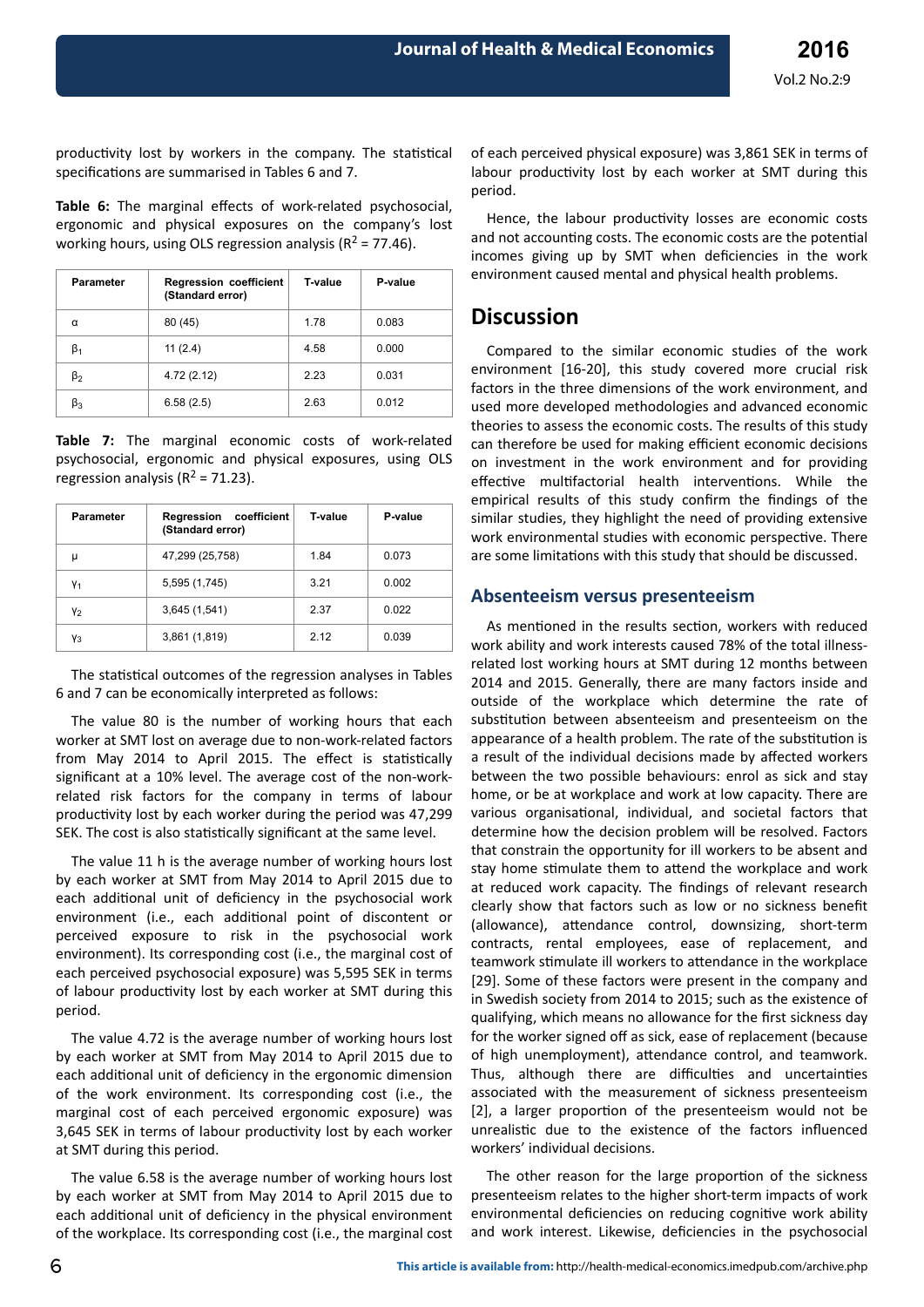productivity lost by workers in the company. The statistical specifications are summarised in Tables 6 and 7.

**Table 6:** The marginal effects of work-related psychosocial, ergonomic and physical exposures on the company's lost working hours, using OLS regression analysis ($R^2$ = 77.46).

| Parameter | Regression coefficient (Standard error) | T-value | P-value |
|---|---|---|---|
| $\alpha$ | 80 (45) | 1.78 | 0.083 |
| $\beta_1$ | 11 (2.4) | 4.58 | 0.000 |
| $\beta_2$ | 4.72 (2.12) | 2.23 | 0.031 |
| $\beta_3$ | 6.58 (2.5) | 2.63 | 0.012 |

**Table 7:** The marginal economic costs of work-related psychosocial, ergonomic and physical exposures, using OLS regression analysis ($R^2$ = 71.23).

| Parameter | Regression coefficient (Standard error) | T-value | P-value |
|---|---|---|---|
| $\mu$ | 47,299 (25,758) | 1.84 | 0.073 |
| $\gamma_1$ | 5,595 (1,745) | 3.21 | 0.002 |
| $\gamma_2$ | 3,645 (1,541) | 2.37 | 0.022 |
| $\gamma_3$ | 3,861 (1,819) | 2.12 | 0.039 |

The statistical outcomes of the regression analyses in Tables 6 and 7 can be economically interpreted as follows:

The value 80 is the number of working hours that each worker at SMT lost on average due to non-work-related factors from May 2014 to April 2015. The effect is statistically significant at a 10% level. The average cost of the non-work-related risk factors for the company in terms of labour productivity lost by each worker during the period was 47,299 SEK. The cost is also statistically significant at the same level.

The value 11 h is the average number of working hours lost by each worker at SMT from May 2014 to April 2015 due to each additional unit of deficiency in the psychosocial work environment (i.e., each additional point of discontent or perceived exposure to risk in the psychosocial work environment). Its corresponding cost (i.e., the marginal cost of each perceived psychosocial exposure) was 5,595 SEK in terms of labour productivity lost by each worker at SMT during this period.

The value 4.72 is the average number of working hours lost by each worker at SMT from May 2014 to April 2015 due to each additional unit of deficiency in the ergonomic dimension of the work environment. Its corresponding cost (i.e., the marginal cost of each perceived ergonomic exposure) was 3,645 SEK in terms of labour productivity lost by each worker at SMT during this period.

The value 6.58 is the average number of working hours lost by each worker at SMT from May 2014 to April 2015 due to each additional unit of deficiency in the physical environment of the workplace. Its corresponding cost (i.e., the marginal cost of each perceived physical exposure) was 3,861 SEK in terms of labour productivity lost by each worker at SMT during this period.

Hence, the labour productivity losses are economic costs and not accounting costs. The economic costs are the potential incomes giving up by SMT when deficiencies in the work environment caused mental and physical health problems.

# Discussion

Compared to the similar economic studies of the work environment [16-20], this study covered more crucial risk factors in the three dimensions of the work environment, and used more developed methodologies and advanced economic theories to assess the economic costs. The results of this study can therefore be used for making efficient economic decisions on investment in the work environment and for providing effective multifactorial health interventions. While the empirical results of this study confirm the findings of the similar studies, they highlight the need of providing extensive work environmental studies with economic perspective. There are some limitations with this study that should be discussed.

## Absenteeism versus presenteeism

As mentioned in the results section, workers with reduced work ability and work interests caused 78% of the total illness-related lost working hours at SMT during 12 months between 2014 and 2015. Generally, there are many factors inside and outside of the workplace which determine the rate of substitution between absenteeism and presenteeism on the appearance of a health problem. The rate of the substitution is a result of the individual decisions made by affected workers between the two possible behaviours: enrol as sick and stay home, or be at workplace and work at low capacity. There are various organisational, individual, and societal factors that determine how the decision problem will be resolved. Factors that constrain the opportunity for ill workers to be absent and stay home stimulate them to attend the workplace and work at reduced work capacity. The findings of relevant research clearly show that factors such as low or no sickness benefit (allowance), attendance control, downsizing, short-term contracts, rental employees, ease of replacement, and teamwork stimulate ill workers to attendance in the workplace [29]. Some of these factors were present in the company and in Swedish society from 2014 to 2015; such as the existence of qualifying, which means no allowance for the first sickness day for the worker signed off as sick, ease of replacement (because of high unemployment), attendance control, and teamwork. Thus, although there are difficulties and uncertainties associated with the measurement of sickness presenteeism [2], a larger proportion of the presenteeism would not be unrealistic due to the existence of the factors influenced workers' individual decisions.

The other reason for the large proportion of the sickness presenteeism relates to the higher short-term impacts of work environmental deficiencies on reducing cognitive work ability and work interest. Likewise, deficiencies in the psychosocial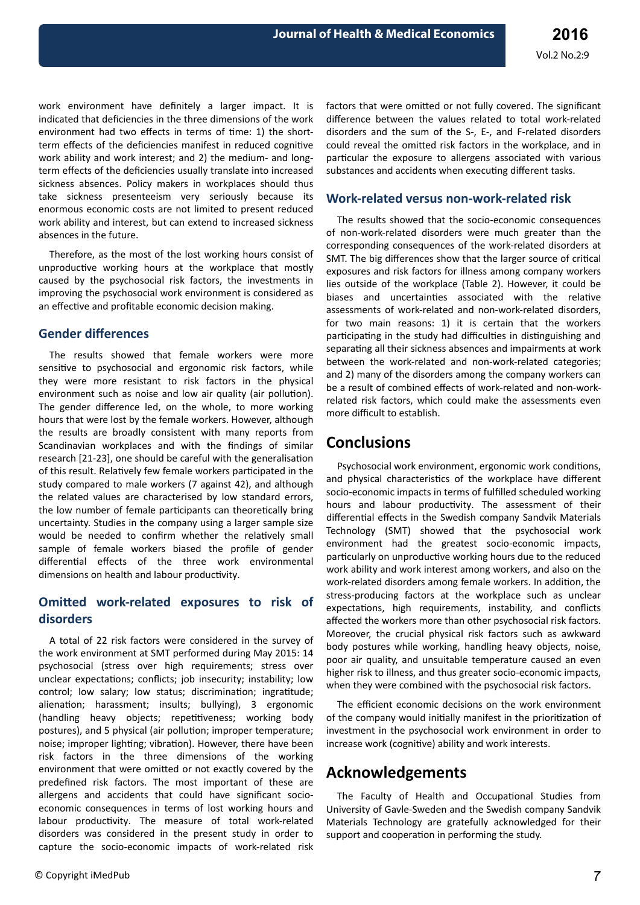work environment have definitely a larger impact. It is indicated that deficiencies in the three dimensions of the work environment had two effects in terms of time: 1) the short-term effects of the deficiencies manifest in reduced cognitive work ability and work interest; and 2) the medium- and long-term effects of the deficiencies usually translate into increased sickness absences. Policy makers in workplaces should thus take sickness presenteeism very seriously because its enormous economic costs are not limited to present reduced work ability and interest, but can extend to increased sickness absences in the future.

Therefore, as the most of the lost working hours consist of unproductive working hours at the workplace that mostly caused by the psychosocial risk factors, the investments in improving the psychosocial work environment is considered as an effective and profitable economic decision making.

## Gender differences

The results showed that female workers were more sensitive to psychosocial and ergonomic risk factors, while they were more resistant to risk factors in the physical environment such as noise and low air quality (air pollution). The gender difference led, on the whole, to more working hours that were lost by the female workers. However, although the results are broadly consistent with many reports from Scandinavian workplaces and with the findings of similar research [21-23], one should be careful with the generalisation of this result. Relatively few female workers participated in the study compared to male workers (7 against 42), and although the related values are characterised by low standard errors, the low number of female participants can theoretically bring uncertainty. Studies in the company using a larger sample size would be needed to confirm whether the relatively small sample of female workers biased the profile of gender differential effects of the three work environmental dimensions on health and labour productivity.

## Omitted work-related exposures to risk of disorders

A total of 22 risk factors were considered in the survey of the work environment at SMT performed during May 2015: 14 psychosocial (stress over high requirements; stress over unclear expectations; conflicts; job insecurity; instability; low control; low salary; low status; discrimination; ingratitude; alienation; harassment; insults; bullying), 3 ergonomic (handling heavy objects; repetitiveness; working body postures), and 5 physical (air pollution; improper temperature; noise; improper lighting; vibration). However, there have been risk factors in the three dimensions of the working environment that were omitted or not exactly covered by the predefined risk factors. The most important of these are allergens and accidents that could have significant socio-economic consequences in terms of lost working hours and labour productivity. The measure of total work-related disorders was considered in the present study in order to capture the socio-economic impacts of work-related risk factors that were omitted or not fully covered. The significant difference between the values related to total work-related disorders and the sum of the S-, E-, and F-related disorders could reveal the omitted risk factors in the workplace, and in particular the exposure to allergens associated with various substances and accidents when executing different tasks.

## Work-related versus non-work-related risk

The results showed that the socio-economic consequences of non-work-related disorders were much greater than the corresponding consequences of the work-related disorders at SMT. The big differences show that the larger source of critical exposures and risk factors for illness among company workers lies outside of the workplace (Table 2). However, it could be biases and uncertainties associated with the relative assessments of work-related and non-work-related disorders, for two main reasons: 1) it is certain that the workers participating in the study had difficulties in distinguishing and separating all their sickness absences and impairments at work between the work-related and non-work-related categories; and 2) many of the disorders among the company workers can be a result of combined effects of work-related and non-work-related risk factors, which could make the assessments even more difficult to establish.

# Conclusions

Psychosocial work environment, ergonomic work conditions, and physical characteristics of the workplace have different socio-economic impacts in terms of fulfilled scheduled working hours and labour productivity. The assessment of their differential effects in the Swedish company Sandvik Materials Technology (SMT) showed that the psychosocial work environment had the greatest socio-economic impacts, particularly on unproductive working hours due to the reduced work ability and work interest among workers, and also on the work-related disorders among female workers. In addition, the stress-producing factors at the workplace such as unclear expectations, high requirements, instability, and conflicts affected the workers more than other psychosocial risk factors. Moreover, the crucial physical risk factors such as awkward body postures while working, handling heavy objects, noise, poor air quality, and unsuitable temperature caused an even higher risk to illness, and thus greater socio-economic impacts, when they were combined with the psychosocial risk factors.

The efficient economic decisions on the work environment of the company would initially manifest in the prioritization of investment in the psychosocial work environment in order to increase work (cognitive) ability and work interests.

# Acknowledgements

The Faculty of Health and Occupational Studies from University of Gavle-Sweden and the Swedish company Sandvik Materials Technology are gratefully acknowledged for their support and cooperation in performing the study.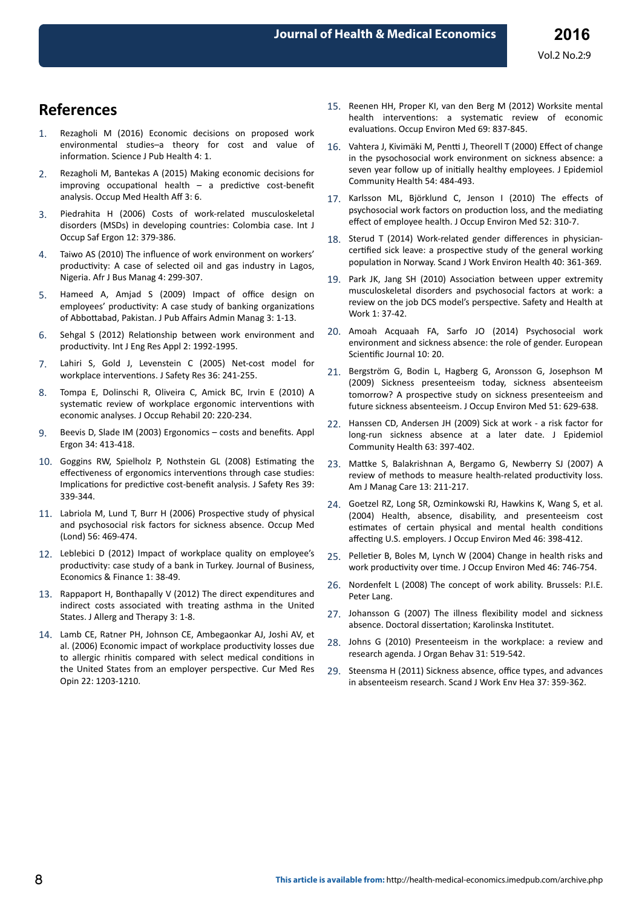## References

1. Rezagholi M (2016) Economic decisions on proposed work environmental studies–a theory for cost and value of information. Science J Pub Health 4: 1.
2. Rezagholi M, Bantekas A (2015) Making economic decisions for improving occupational health – a predictive cost-benefit analysis. Occup Med Health Aff 3: 6.
3. Piedrahita H (2006) Costs of work-related musculoskeletal disorders (MSDs) in developing countries: Colombia case. Int J Occup Saf Ergon 12: 379-386.
4. Taiwo AS (2010) The influence of work environment on workers' productivity: A case of selected oil and gas industry in Lagos, Nigeria. Afr J Bus Manag 4: 299-307.
5. Hameed A, Amjad S (2009) Impact of office design on employees' productivity: A case study of banking organizations of Abbottabad, Pakistan. J Pub Affairs Admin Manag 3: 1-13.
6. Sehgal S (2012) Relationship between work environment and productivity. Int J Eng Res Appl 2: 1992-1995.
7. Lahiri S, Gold J, Levenstein C (2005) Net-cost model for workplace interventions. J Safety Res 36: 241-255.
8. Tompa E, Dolinschi R, Oliveira C, Amick BC, Irvin E (2010) A systematic review of workplace ergonomic interventions with economic analyses. J Occup Rehabil 20: 220-234.
9. Beevis D, Slade IM (2003) Ergonomics – costs and benefits. Appl Ergon 34: 413-418.
10. Goggins RW, Spielholz P, Nothstein GL (2008) Estimating the effectiveness of ergonomics interventions through case studies: Implications for predictive cost-benefit analysis. J Safety Res 39: 339-344.
11. Labriola M, Lund T, Burr H (2006) Prospective study of physical and psychosocial risk factors for sickness absence. Occup Med (Lond) 56: 469-474.
12. Leblebici D (2012) Impact of workplace quality on employee's productivity: case study of a bank in Turkey. Journal of Business, Economics & Finance 1: 38-49.
13. Rappaport H, Bonthapally V (2012) The direct expenditures and indirect costs associated with treating asthma in the United States. J Allerg and Therapy 3: 1-8.
14. Lamb CE, Ratner PH, Johnson CE, Ambegaonkar AJ, Joshi AV, et al. (2006) Economic impact of workplace productivity losses due to allergic rhinitis compared with select medical conditions in the United States from an employer perspective. Cur Med Res Opin 22: 1203-1210.
15. Reenen HH, Proper KI, van den Berg M (2012) Worksite mental health interventions: a systematic review of economic evaluations. Occup Environ Med 69: 837-845.
16. Vahtera J, Kivimäki M, Pentti J, Theorell T (2000) Effect of change in the pysochosocial work environment on sickness absence: a seven year follow up of initially healthy employees. J Epidemiol Community Health 54: 484-493.
17. Karlsson ML, Björklund C, Jenson I (2010) The effects of psychosocial work factors on production loss, and the mediating effect of employee health. J Occup Environ Med 52: 310-7.
18. Sterud T (2014) Work-related gender differences in physician-certified sick leave: a prospective study of the general working population in Norway. Scand J Work Environ Health 40: 361-369.
19. Park JK, Jang SH (2010) Association between upper extremity musculoskeletal disorders and psychosocial factors at work: a review on the job DCS model's perspective. Safety and Health at Work 1: 37-42.
20. Amoah Acquaah FA, Sarfo JO (2014) Psychosocial work environment and sickness absence: the role of gender. European Scientific Journal 10: 20.
21. Bergström G, Bodin L, Hagberg G, Aronsson G, Josephson M (2009) Sickness presenteeism today, sickness absenteeism tomorrow? A prospective study on sickness presenteeism and future sickness absenteeism. J Occup Environ Med 51: 629-638.
22. Hanssen CD, Andersen JH (2009) Sick at work - a risk factor for long-run sickness absence at a later date. J Epidemiol Community Health 63: 397-402.
23. Mattke S, Balakrishnan A, Bergamo G, Newberry SJ (2007) A review of methods to measure health-related productivity loss. Am J Manag Care 13: 211-217.
24. Goetzel RZ, Long SR, Ozminkowski RJ, Hawkins K, Wang S, et al. (2004) Health, absence, disability, and presenteeism cost estimates of certain physical and mental health conditions affecting U.S. employers. J Occup Environ Med 46: 398-412.
25. Pelletier B, Boles M, Lynch W (2004) Change in health risks and work productivity over time. J Occup Environ Med 46: 746-754.
26. Nordenfelt L (2008) The concept of work ability. Brussels: P.I.E. Peter Lang.
27. Johansson G (2007) The illness flexibility model and sickness absence. Doctoral dissertation; Karolinska Institutet.
28. Johns G (2010) Presenteeism in the workplace: a review and research agenda. J Organ Behav 31: 519-542.
29. Steensma H (2011) Sickness absence, office types, and advances in absenteeism research. Scand J Work Env Hea 37: 359-362.